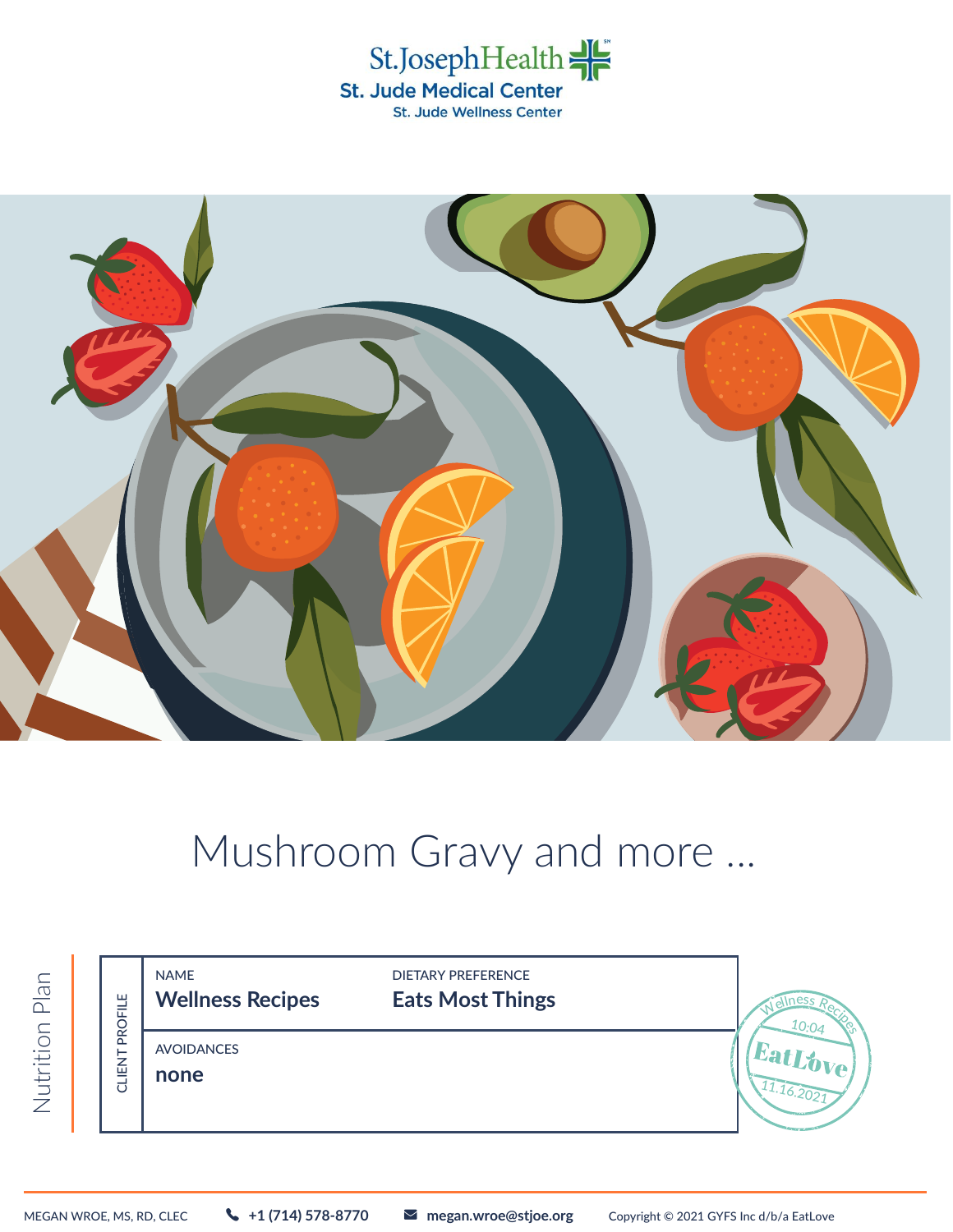St.JosephHealth
St. Jude Medical Center
St. Jude Wellness Center

# Mushroom Gravy and more ...

Nutrition Plan

CLIENT PROFILE

| | |
|---|---|
| NAME **Wellness Recipes** | DIETARY PREFERENCE **Eats Most Things** |
| AVOIDANCES **none** | |

Wellness Recipes 10:04 EatLove 11.16.2021

MEGAN WROE, MS, RD, CLEC +1 (714) 578-8770 megan.wroe@stjoe.org Copyright © 2021 GYFS Inc d/b/a EatLove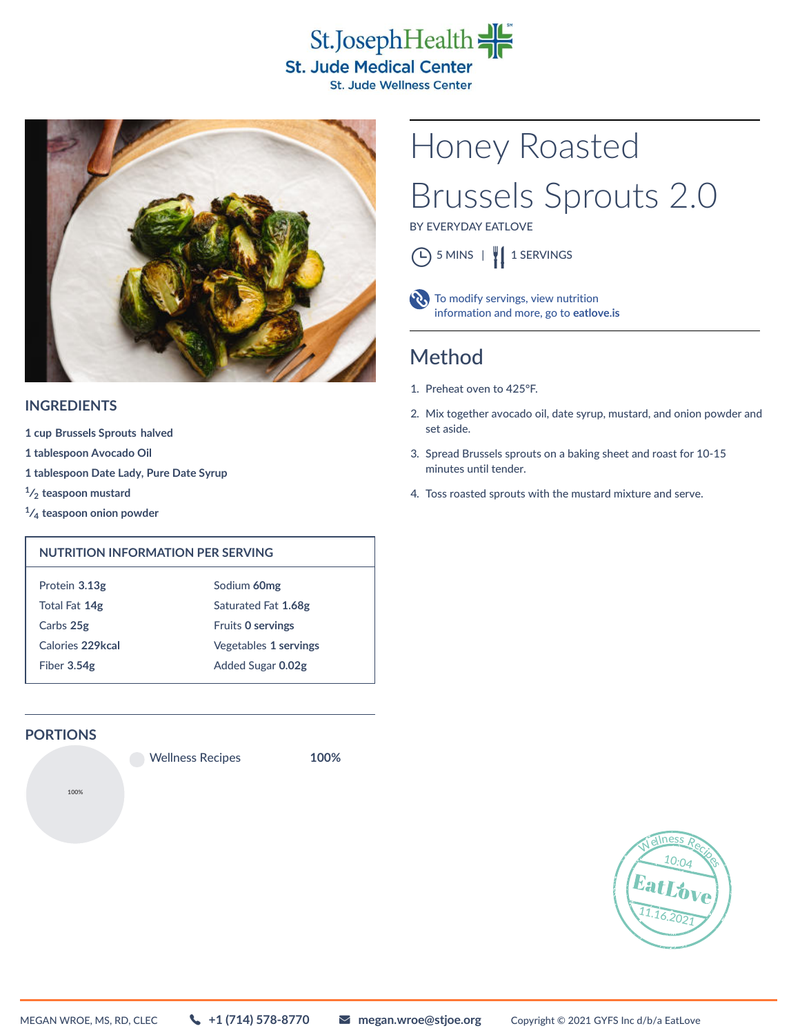St. Joseph Health
St. Jude Medical Center
St. Jude Wellness Center

# Honey Roasted Brussels Sprouts 2.0

BY EVERYDAY EATLOVE

5 MINS | 1 SERVINGS

To modify servings, view nutrition information and more, go to **eatlove.is**

## INGREDIENTS

**1 cup Brussels Sprouts halved**

**1 tablespoon Avocado Oil**

**1 tablespoon Date Lady, Pure Date Syrup**

**$^1/_2$ teaspoon mustard**

**$^1/_4$ teaspoon onion powder**

## NUTRITION INFORMATION PER SERVING

| | |
|---|---|
| Protein **3.13g** | Sodium **60mg** |
| Total Fat **14g** | Saturated Fat **1.68g** |
| Carbs **25g** | Fruits **0 servings** |
| Calories **229kcal** | Vegetables **1 servings** |
| Fiber **3.54g** | Added Sugar **0.02g** |

## PORTIONS

100%

Wellness Recipes **100%**

## Method

1. Preheat oven to 425°F.
2. Mix together avocado oil, date syrup, mustard, and onion powder and set aside.
3. Spread Brussels sprouts on a baking sheet and roast for 10-15 minutes until tender.
4. Toss roasted sprouts with the mustard mixture and serve.

Wellness Recipes 10:04 EatLove 11.16.2021

MEGAN WROE, MS, RD, CLEC +1 (714) 578-8770 megan.wroe@stjoe.org Copyright © 2021 GYFS Inc d/b/a EatLove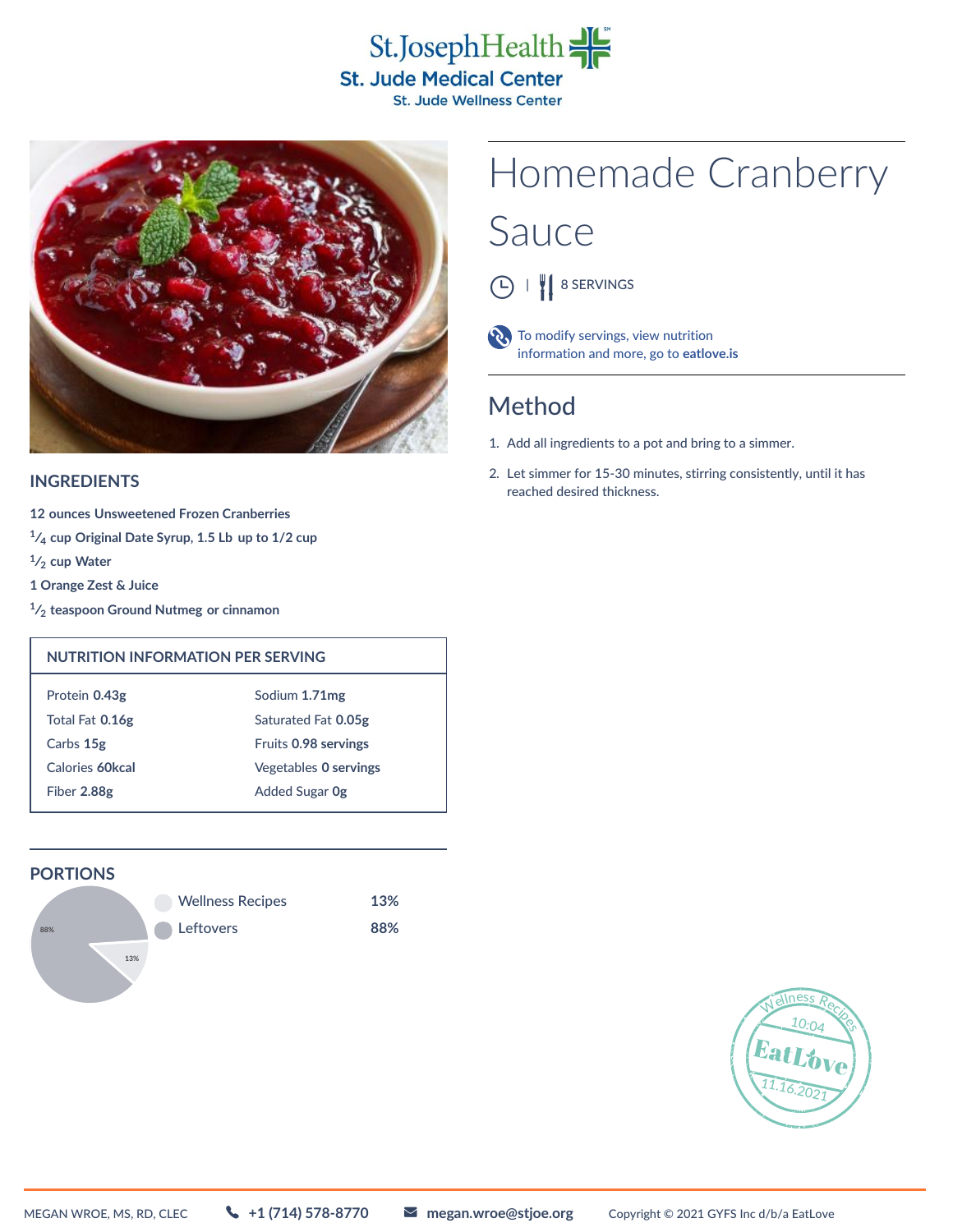# Homemade Cranberry Sauce

| 8 SERVINGS

To modify servings, view nutrition information and more, go to **eatlove.is**

## INGREDIENTS

**12 ounces Unsweetened Frozen Cranberries**

**1/4 cup Original Date Syrup, 1.5 Lb up to 1/2 cup**

**1/2 cup Water**

**1 Orange Zest & Juice**

**1/2 teaspoon Ground Nutmeg or cinnamon**

## Method

1. Add all ingredients to a pot and bring to a simmer.
2. Let simmer for 15-30 minutes, stirring consistently, until it has reached desired thickness.

## NUTRITION INFORMATION PER SERVING

| | |
|---|---|
| Protein **0.43g** | Sodium **1.71mg** |
| Total Fat **0.16g** | Saturated Fat **0.05g** |
| Carbs **15g** | Fruits **0.98 servings** |
| Calories **60kcal** | Vegetables **0 servings** |
| Fiber **2.88g** | Added Sugar **0g** |

## PORTIONS

88%

13%

Wellness Recipes 13%

Leftovers 88%

Wellness Recipes 10:04 EatLove 11.16.2021

MEGAN WROE, MS, RD, CLEC +1 (714) 578-8770 megan.wroe@stjoe.org Copyright © 2021 GYFS Inc d/b/a EatLove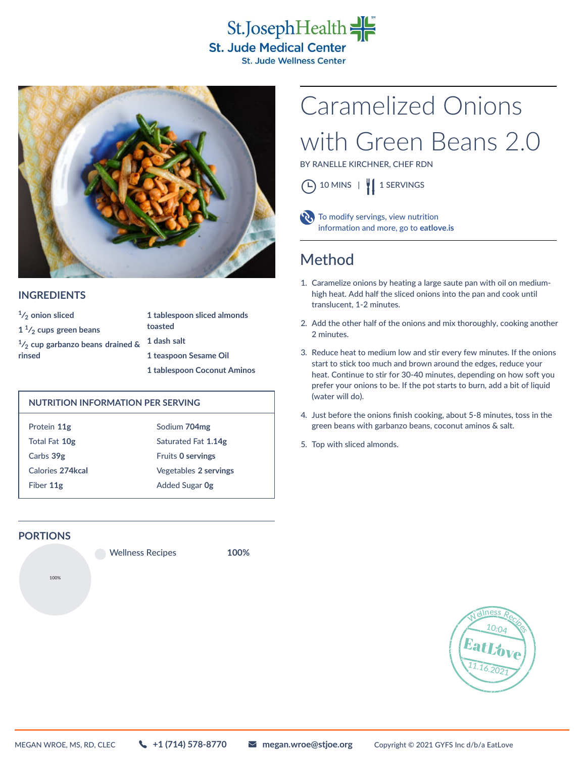St.JosephHealth
St. Jude Medical Center
St. Jude Wellness Center

# Caramelized Onions with Green Beans 2.0

BY RANELLE KIRCHNER, CHEF RDN

10 MINS | 1 SERVINGS

To modify servings, view nutrition information and more, go to **eatlove.is**

## INGREDIENTS

- **½ onion sliced**
- **1 ½ cups green beans**
- **½ cup garbanzo beans drained & rinsed**
- **1 tablespoon sliced almonds toasted**
- **1 dash salt**
- **1 teaspoon Sesame Oil**
- **1 tablespoon Coconut Aminos**

## NUTRITION INFORMATION PER SERVING

| | |
|---|---|
| Protein **11g** | Sodium **704mg** |
| Total Fat **10g** | Saturated Fat **1.14g** |
| Carbs **39g** | Fruits **0 servings** |
| Calories **274kcal** | Vegetables **2 servings** |
| Fiber **11g** | Added Sugar **0g** |

## PORTIONS

| | |
|---|---|
| Wellness Recipes | **100%** |

## Method

1. Caramelize onions by heating a large saute pan with oil on medium-high heat. Add half the sliced onions into the pan and cook until translucent, 1-2 minutes.
2. Add the other half of the onions and mix thoroughly, cooking another 2 minutes.
3. Reduce heat to medium low and stir every few minutes. If the onions start to stick too much and brown around the edges, reduce your heat. Continue to stir for 30-40 minutes, depending on how soft you prefer your onions to be. If the pot starts to burn, add a bit of liquid (water will do).
4. Just before the onions finish cooking, about 5-8 minutes, toss in the green beans with garbanzo beans, coconut aminos & salt.
5. Top with sliced almonds.

MEGAN WROE, MS, RD, CLEC | +1 (714) 578-8770 | megan.wroe@stjoe.org | Copyright © 2021 GYFS Inc d/b/a EatLove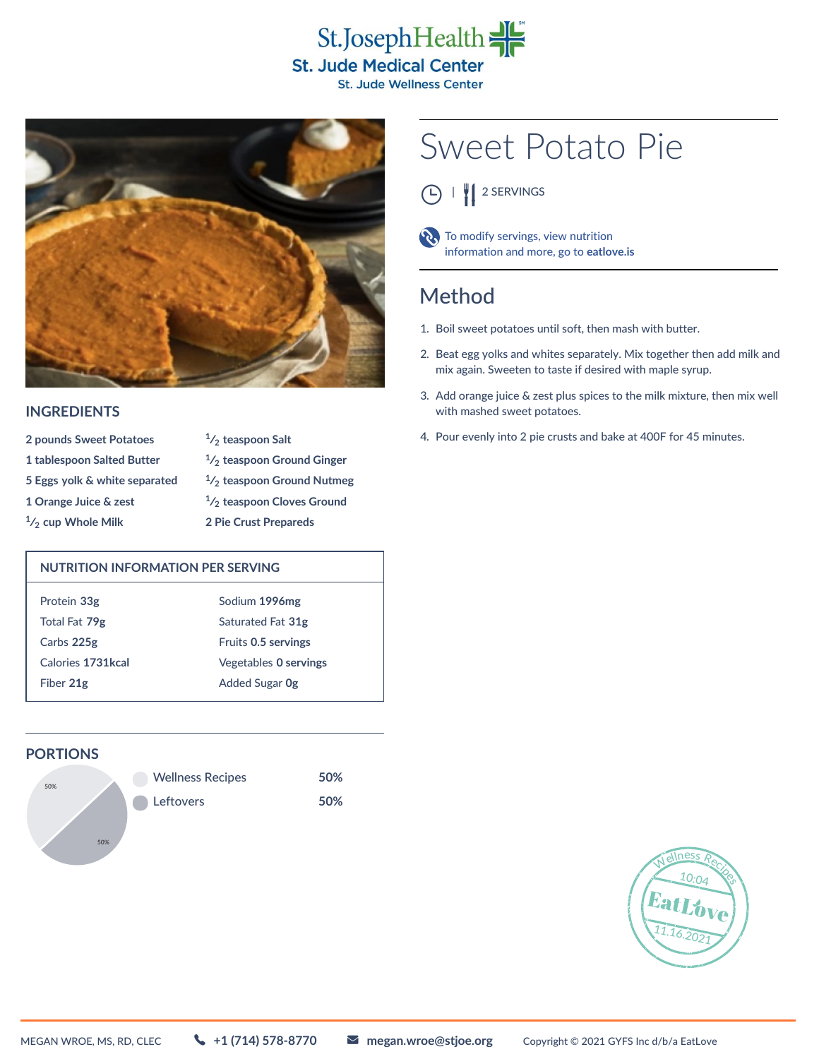St.JosephHealth
St. Jude Medical Center
St. Jude Wellness Center

# Sweet Potato Pie

| 2 SERVINGS

To modify servings, view nutrition information and more, go to **eatlove.is**

## INGREDIENTS

**2 pounds Sweet Potatoes**
**1 tablespoon Salted Butter**
**5 Eggs yolk & white separated**
**1 Orange Juice & zest**
**1/2 cup Whole Milk**
**1/2 teaspoon Salt**
**1/2 teaspoon Ground Ginger**
**1/2 teaspoon Ground Nutmeg**
**1/2 teaspoon Cloves Ground**
**2 Pie Crust Prepared**

## NUTRITION INFORMATION PER SERVING

| | |
|---|---|
| Protein **33g** | Sodium **1996mg** |
| Total Fat **79g** | Saturated Fat **31g** |
| Carbs **225g** | Fruits **0.5 servings** |
| Calories **1731kcal** | Vegetables **0 servings** |
| Fiber **21g** | Added Sugar **0g** |

## PORTIONS

50%
50%

Wellness Recipes **50%**
Leftovers **50%**

## Method

1. Boil sweet potatoes until soft, then mash with butter.
2. Beat egg yolks and whites separately. Mix together then add milk and mix again. Sweeten to taste if desired with maple syrup.
3. Add orange juice & zest plus spices to the milk mixture, then mix well with mashed sweet potatoes.
4. Pour evenly into 2 pie crusts and bake at 400F for 45 minutes.

Wellness Recipes
10:04
EatLove
11.16.2021

MEGAN WROE, MS, RD, CLEC **+1 (714) 578-8770** **megan.wroe@stjoe.org** Copyright © 2021 GYFS Inc d/b/a EatLove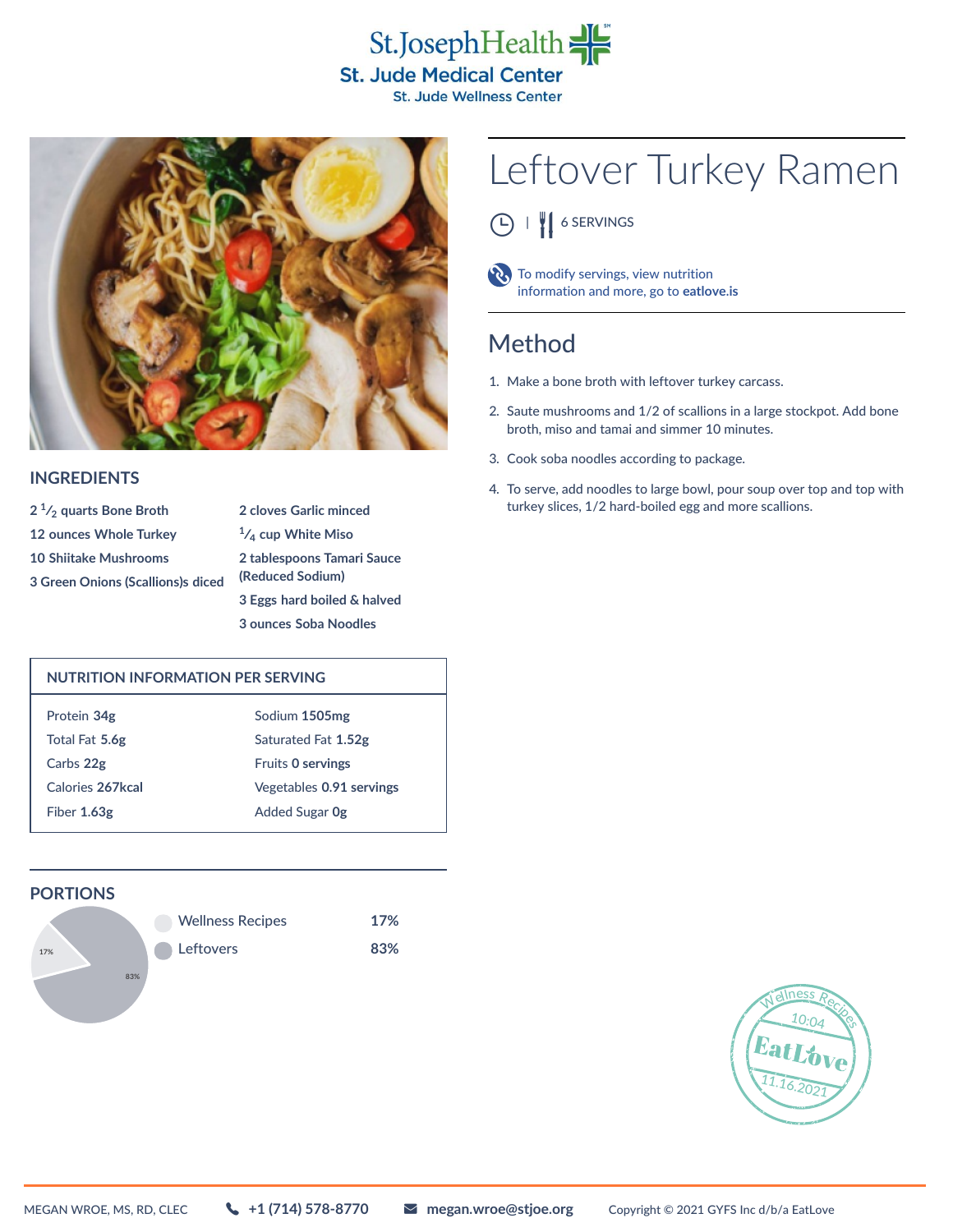St.JosephHealth

St. Jude Medical Center

St. Jude Wellness Center

# Leftover Turkey Ramen

| 6 SERVINGS

To modify servings, view nutrition information and more, go to **eatlove.is**

## INGREDIENTS

**2 $^{1}/_{2}$ quarts Bone Broth**

**12 ounces Whole Turkey**

**10 Shiitake Mushrooms**

**3 Green Onions (Scallions)s diced**

**2 cloves Garlic minced**

**$^{1}/_{4}$ cup White Miso**

**2 tablespoons Tamari Sauce (Reduced Sodium)**

**3 Eggs hard boiled & halved**

**3 ounces Soba Noodles**

## NUTRITION INFORMATION PER SERVING

| | |
|---|---|
| Protein **34g** | Sodium **1505mg** |
| Total Fat **5.6g** | Saturated Fat **1.52g** |
| Carbs **22g** | Fruits **0 servings** |
| Calories **267kcal** | Vegetables **0.91 servings** |
| Fiber **1.63g** | Added Sugar **0g** |

## PORTIONS

17%

83%

Wellness Recipes 17%

Leftovers 83%

## Method

1. Make a bone broth with leftover turkey carcass.
2. Saute mushrooms and 1/2 of scallions in a large stockpot. Add bone broth, miso and tamai and simmer 10 minutes.
3. Cook soba noodles according to package.
4. To serve, add noodles to large bowl, pour soup over top and top with turkey slices, 1/2 hard-boiled egg and more scallions.

Wellness Recipes 10:04 EatLove 11.16.2021

MEGAN WROE, MS, RD, CLEC +1 (714) 578-8770 megan.wroe@stjoe.org Copyright © 2021 GYFS Inc d/b/a EatLove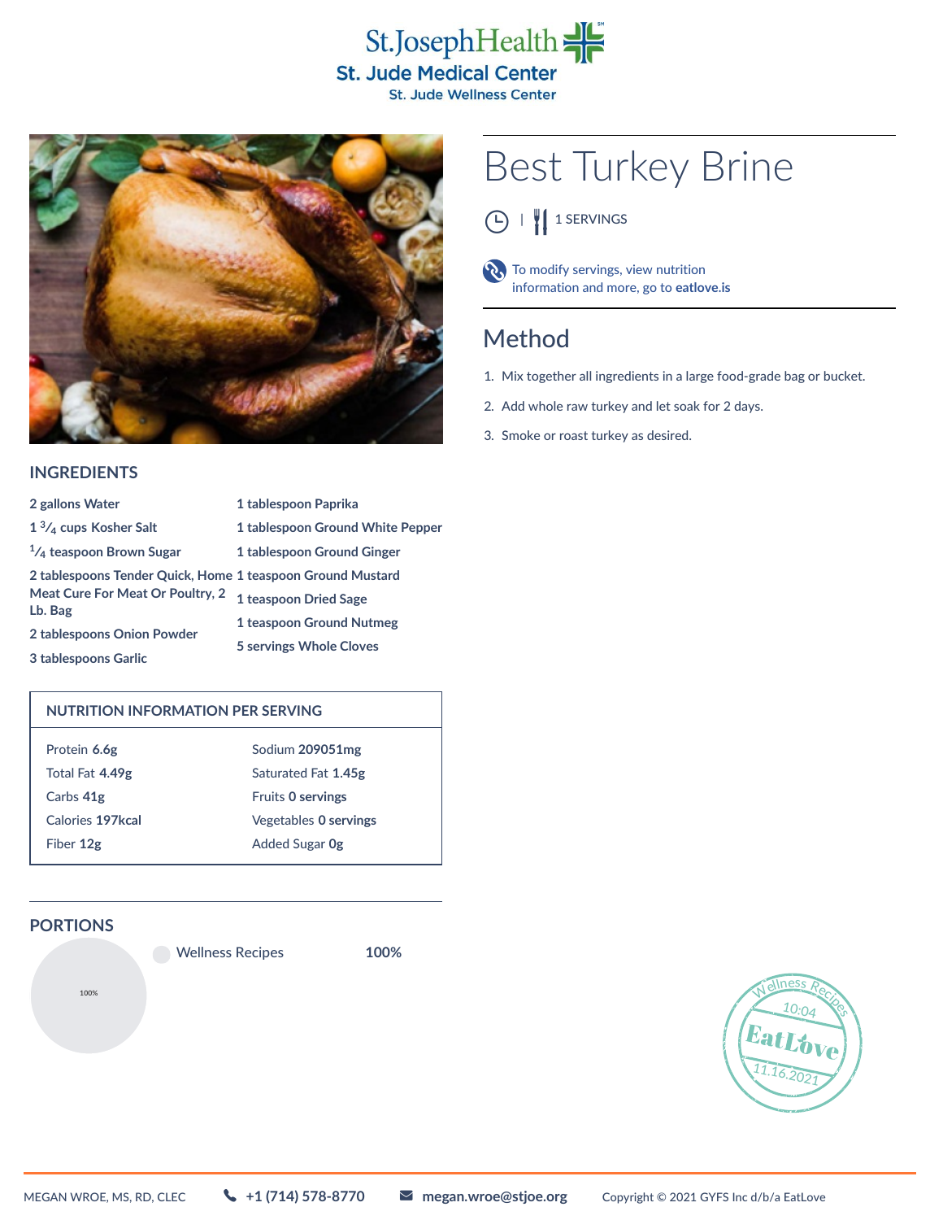St.JosephHealth
St. Jude Medical Center
St. Jude Wellness Center

# Best Turkey Brine

| 1 SERVINGS

To modify servings, view nutrition information and more, go to **eatlove.is**

## INGREDIENTS

2 gallons Water
1 3/4 cups Kosher Salt
1/4 teaspoon Brown Sugar
2 tablespoons Tender Quick, Home Meat Cure For Meat Or Poultry, 2 Lb. Bag
2 tablespoons Onion Powder
3 tablespoons Garlic
1 tablespoon Paprika
1 tablespoon Ground White Pepper
1 tablespoon Ground Ginger
1 teaspoon Ground Mustard
1 teaspoon Dried Sage
1 teaspoon Ground Nutmeg
5 servings Whole Cloves

## NUTRITION INFORMATION PER SERVING

| | |
|---|---|
| Protein **6.6g** | Sodium **209051mg** |
| Total Fat **4.49g** | Saturated Fat **1.45g** |
| Carbs **41g** | Fruits **0 servings** |
| Calories **197kcal** | Vegetables **0 servings** |
| Fiber **12g** | Added Sugar **0g** |

## PORTIONS

100%

Wellness Recipes **100%**

## Method

1. Mix together all ingredients in a large food-grade bag or bucket.
2. Add whole raw turkey and let soak for 2 days.
3. Smoke or roast turkey as desired.

Wellness Recipes
10:04
EatLove
11.16.2021

MEGAN WROE, MS, RD, CLEC **+1 (714) 578-8770** **megan.wroe@stjoe.org** Copyright © 2021 GYFS Inc d/b/a EatLove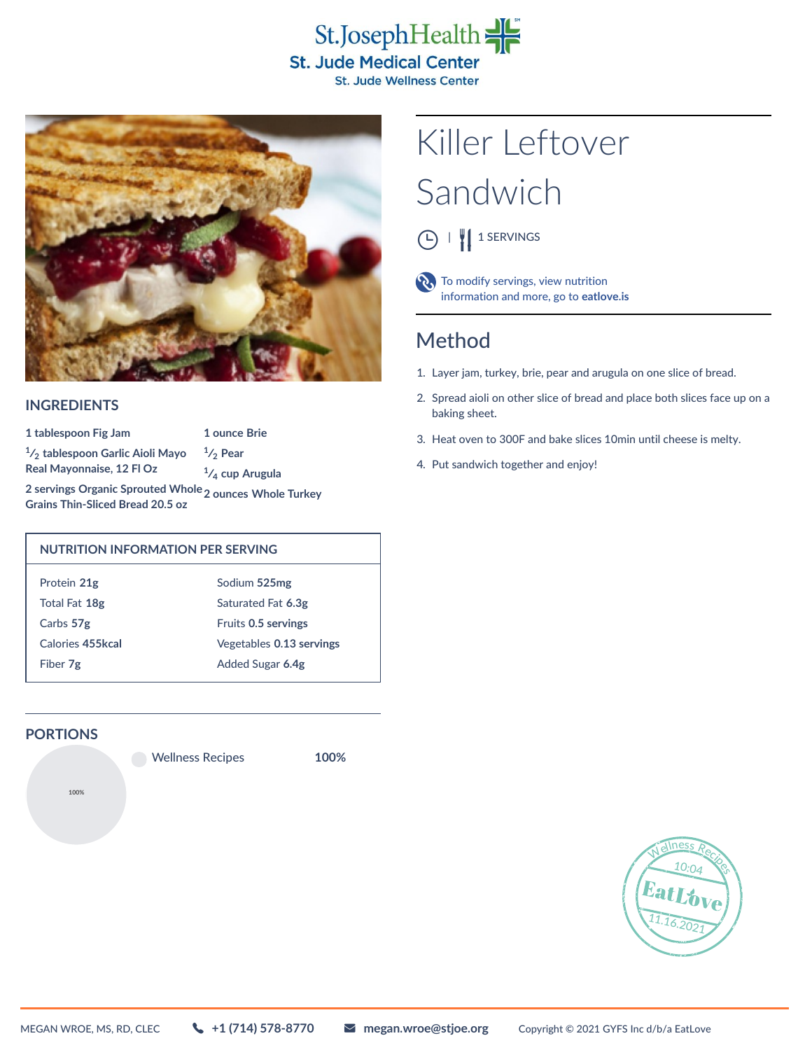# Killer Leftover Sandwich

| 1 SERVINGS

To modify servings, view nutrition information and more, go to **eatlove.is**

## INGREDIENTS

**1 tablespoon Fig Jam**

**$^1/_2$ tablespoon Garlic Aioli Mayo Real Mayonnaise, 12 Fl Oz**

**2 servings Organic Sprouted Whole Grains Thin-Sliced Bread 20.5 oz**

**1 ounce Brie**

**$^1/_2$ Pear**

**$^1/_4$ cup Arugula**

**2 ounces Whole Turkey**

## NUTRITION INFORMATION PER SERVING

| | |
|---|---|
| Protein **21g** | Sodium **525mg** |
| Total Fat **18g** | Saturated Fat **6.3g** |
| Carbs **57g** | Fruits **0.5 servings** |
| Calories **455kcal** | Vegetables **0.13 servings** |
| Fiber **7g** | Added Sugar **6.4g** |

## PORTIONS

100%

Wellness Recipes **100%**

## Method

1. Layer jam, turkey, brie, pear and arugula on one slice of bread.
2. Spread aioli on other slice of bread and place both slices face up on a baking sheet.
3. Heat oven to 300F and bake slices 10min until cheese is melty.
4. Put sandwich together and enjoy!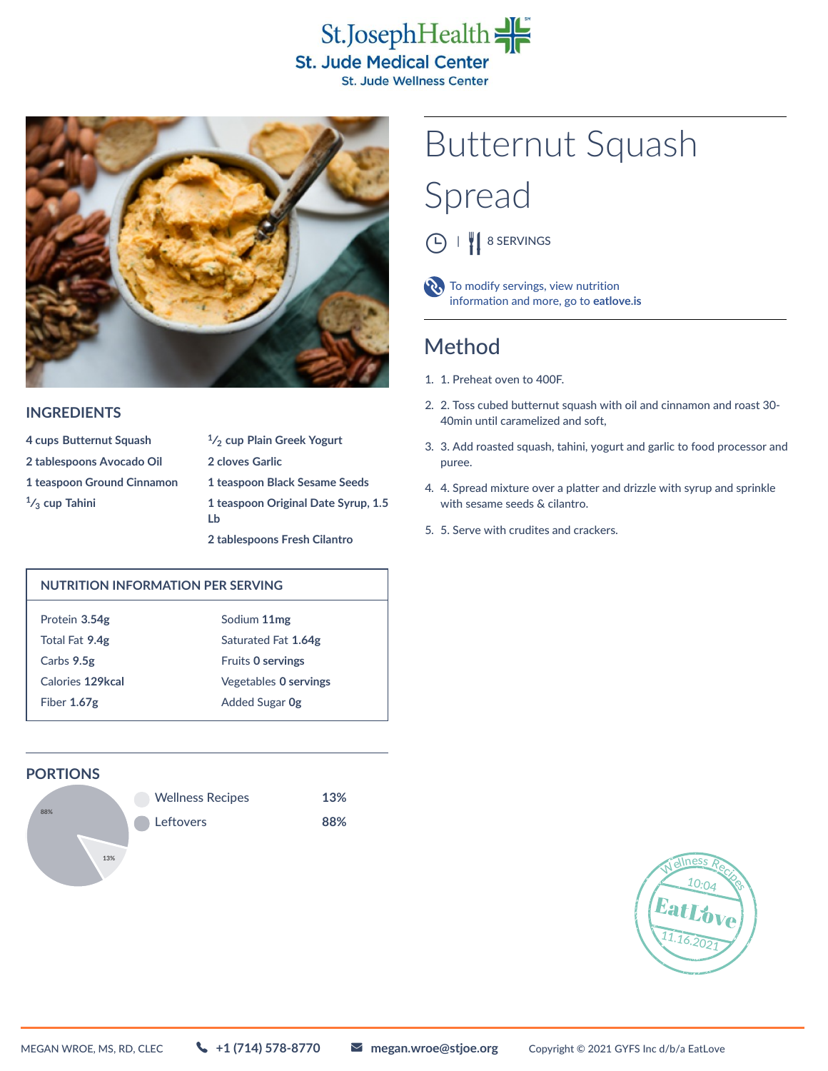St.JosephHealth
St. Jude Medical Center
St. Jude Wellness Center

# Butternut Squash Spread

| 8 SERVINGS

To modify servings, view nutrition information and more, go to **eatlove.is**

## INGREDIENTS

**4 cups Butternut Squash**
**2 tablespoons Avocado Oil**
**1 teaspoon Ground Cinnamon**
**1/3 cup Tahini**
**1/2 cup Plain Greek Yogurt**
**2 cloves Garlic**
**1 teaspoon Black Sesame Seeds**
**1 teaspoon Original Date Syrup, 1.5 Lb**
**2 tablespoons Fresh Cilantro**

## Method

1. 1. Preheat oven to 400F.
2. 2. Toss cubed butternut squash with oil and cinnamon and roast 30-40min until caramelized and soft,
3. 3. Add roasted squash, tahini, yogurt and garlic to food processor and puree.
4. 4. Spread mixture over a platter and drizzle with syrup and sprinkle with sesame seeds & cilantro.
5. 5. Serve with crudites and crackers.

## NUTRITION INFORMATION PER SERVING

| | |
|---|---|
| Protein **3.54g** | Sodium **11mg** |
| Total Fat **9.4g** | Saturated Fat **1.64g** |
| Carbs **9.5g** | Fruits **0 servings** |
| Calories **129kcal** | Vegetables **0 servings** |
| Fiber **1.67g** | Added Sugar **0g** |

## PORTIONS

88%
13%

Wellness Recipes 13%
Leftovers 88%

Wellness Recipes
10:04
EatLove
11.16.2021

MEGAN WROE, MS, RD, CLEC **+1 (714) 578-8770** **megan.wroe@stjoe.org** Copyright © 2021 GYFS Inc d/b/a EatLove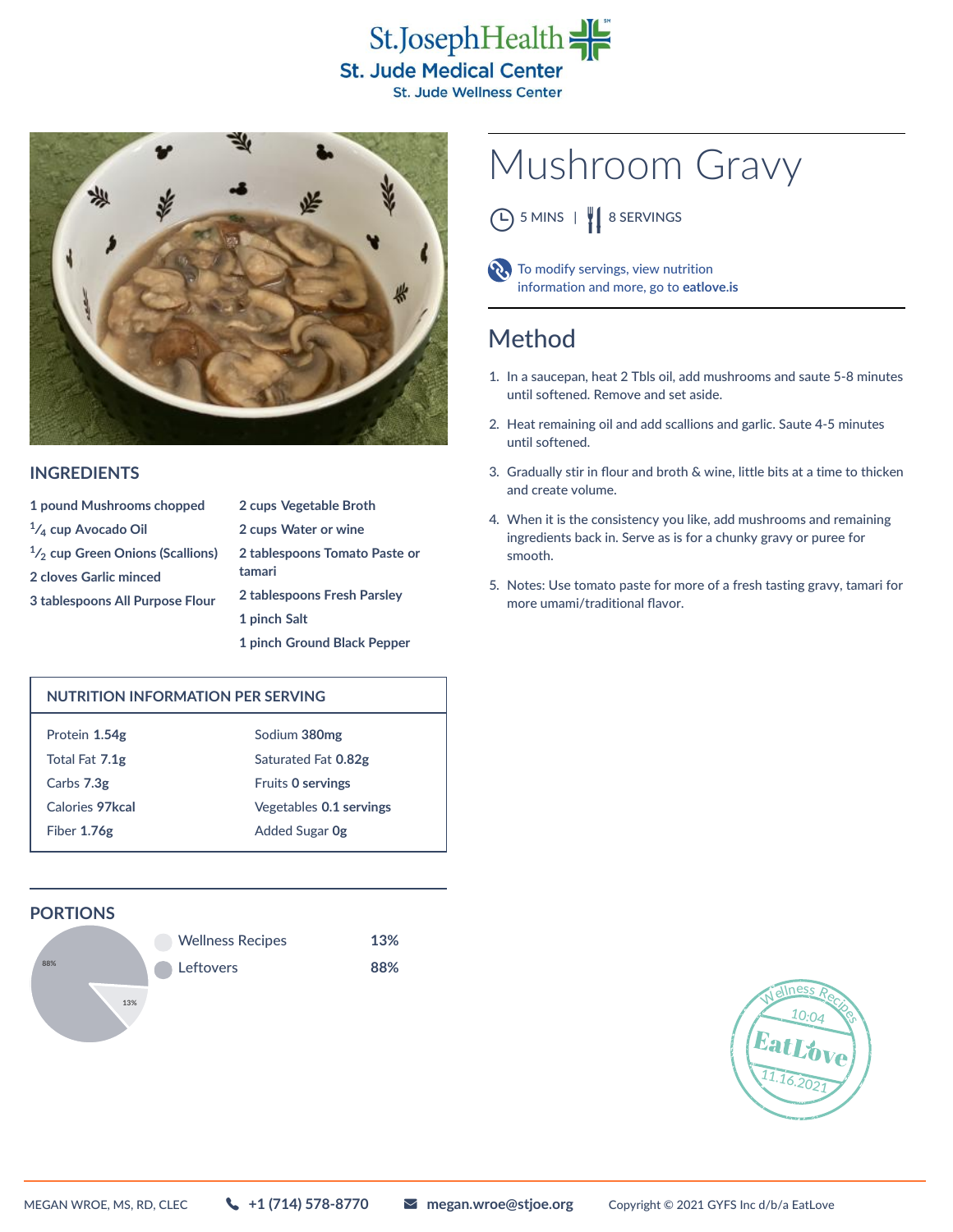St. Joseph Health
St. Jude Medical Center
St. Jude Wellness Center

# Mushroom Gravy

5 MINS | 8 SERVINGS

To modify servings, view nutrition information and more, go to **eatlove.is**

## INGREDIENTS

- 1 pound Mushrooms chopped
- 1/4 cup Avocado Oil
- 1/2 cup Green Onions (Scallions)
- 2 cloves Garlic minced
- 3 tablespoons All Purpose Flour
- 2 cups Vegetable Broth
- 2 cups Water or wine
- 2 tablespoons Tomato Paste or tamari
- 2 tablespoons Fresh Parsley
- 1 pinch Salt
- 1 pinch Ground Black Pepper

## Method

1. In a saucepan, heat 2 Tbls oil, add mushrooms and saute 5-8 minutes until softened. Remove and set aside.
2. Heat remaining oil and add scallions and garlic. Saute 4-5 minutes until softened.
3. Gradually stir in flour and broth & wine, little bits at a time to thicken and create volume.
4. When it is the consistency you like, add mushrooms and remaining ingredients back in. Serve as is for a chunky gravy or puree for smooth.
5. Notes: Use tomato paste for more of a fresh tasting gravy, tamari for more umami/traditional flavor.

## NUTRITION INFORMATION PER SERVING

| | |
|---|---|
| Protein **1.54g** | Sodium **380mg** |
| Total Fat **7.1g** | Saturated Fat **0.82g** |
| Carbs **7.3g** | Fruits **0 servings** |
| Calories **97kcal** | Vegetables **0.1 servings** |
| Fiber **1.76g** | Added Sugar **0g** |

## PORTIONS

88%
13%

Wellness Recipes 13%
Leftovers 88%

Wellness Recipes 10:04 EatLove 11.16.2021

MEGAN WROE, MS, RD, CLEC +1 (714) 578-8770 megan.wroe@stjoe.org Copyright © 2021 GYFS Inc d/b/a EatLove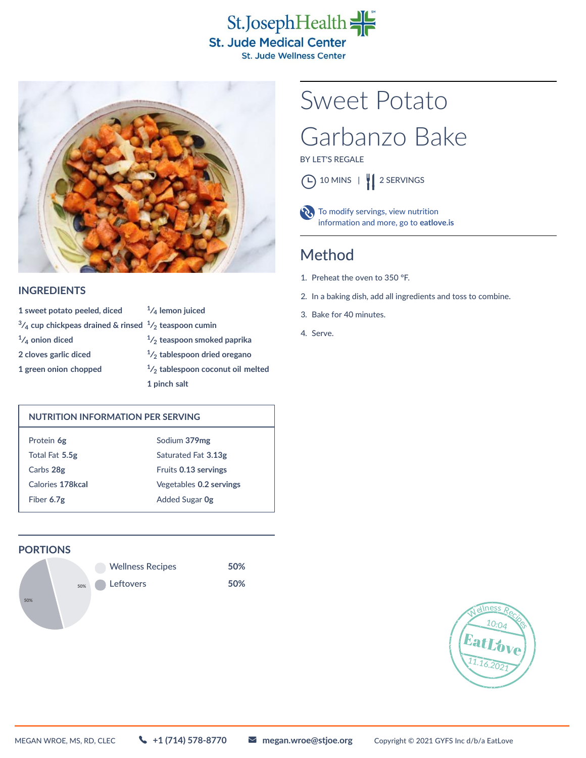St.JosephHealth
St. Jude Medical Center
St. Jude Wellness Center

# Sweet Potato Garbanzo Bake

BY LET'S REGALE

10 MINS | 2 SERVINGS

To modify servings, view nutrition information and more, go to **eatlove.is**

## INGREDIENTS

- **1 sweet potato peeled, diced**
- **3/4 cup chickpeas drained & rinsed**
- **1/4 onion diced**
- **2 cloves garlic diced**
- **1 green onion chopped**
- **1/4 lemon juiced**
- **1/2 teaspoon cumin**
- **1/2 teaspoon smoked paprika**
- **1/2 tablespoon dried oregano**
- **1/2 tablespoon coconut oil melted**
- **1 pinch salt**

## Method

1. Preheat the oven to 350 °F.
2. In a baking dish, add all ingredients and toss to combine.
3. Bake for 40 minutes.
4. Serve.

## NUTRITION INFORMATION PER SERVING

| | |
|---|---|
| Protein **6g** | Sodium **379mg** |
| Total Fat **5.5g** | Saturated Fat **3.13g** |
| Carbs **28g** | Fruits **0.13 servings** |
| Calories **178kcal** | Vegetables **0.2 servings** |
| Fiber **6.7g** | Added Sugar **0g** |

## PORTIONS

50%
50%

Wellness Recipes 50%
Leftovers 50%

Wellness Recipes 10:04 EatLove 11.16.2021

MEGAN WROE, MS, RD, CLEC   +1 (714) 578-8770   megan.wroe@stjoe.org   Copyright © 2021 GYFS Inc d/b/a EatLove